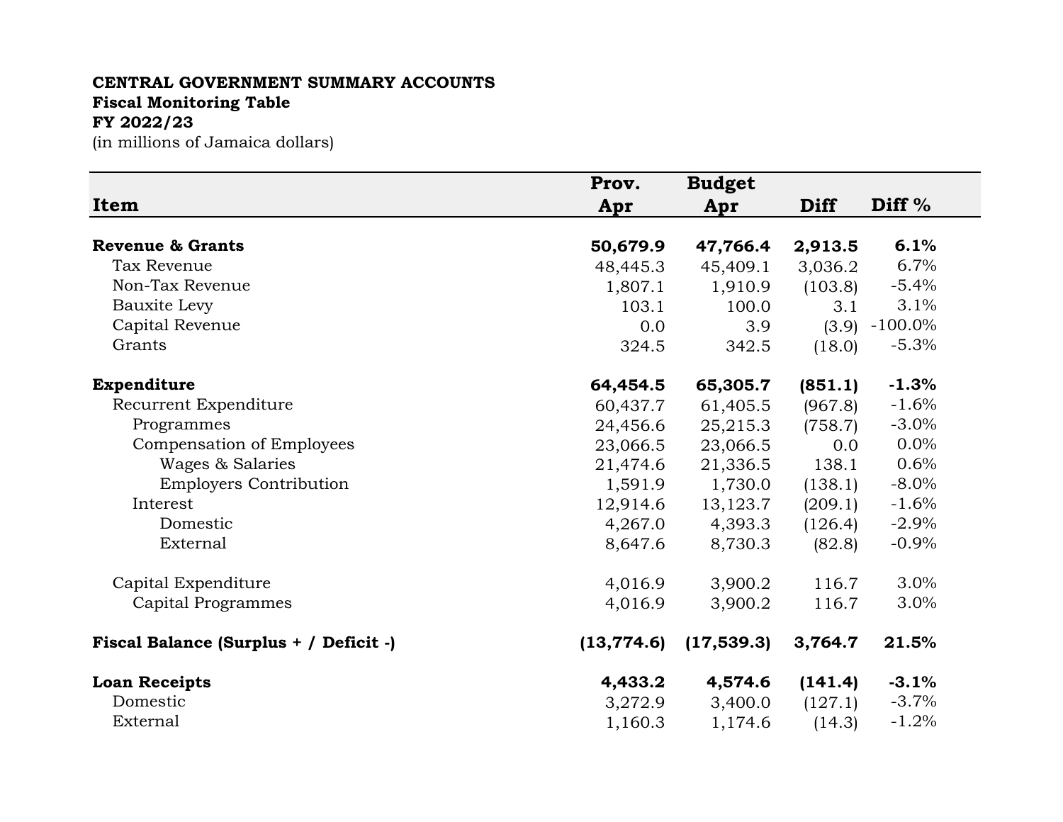**CENTRAL GOVERNMENT SUMMARY ACCOUNTS**
**Fiscal Monitoring Table**
**FY 2022/23**
(in millions of Jamaica dollars)

| Item | Prov. Apr | Budget Apr | Diff | Diff % |
|---|---|---|---|---|
| **Revenue & Grants** | **50,679.9** | **47,766.4** | **2,913.5** | **6.1%** |
| Tax Revenue | 48,445.3 | 45,409.1 | 3,036.2 | 6.7% |
| Non-Tax Revenue | 1,807.1 | 1,910.9 | (103.8) | -5.4% |
| Bauxite Levy | 103.1 | 100.0 | 3.1 | 3.1% |
| Capital Revenue | 0.0 | 3.9 | (3.9) | -100.0% |
| Grants | 324.5 | 342.5 | (18.0) | -5.3% |
| | | | | |
| **Expenditure** | **64,454.5** | **65,305.7** | **(851.1)** | **-1.3%** |
| Recurrent Expenditure | 60,437.7 | 61,405.5 | (967.8) | -1.6% |
| Programmes | 24,456.6 | 25,215.3 | (758.7) | -3.0% |
| Compensation of Employees | 23,066.5 | 23,066.5 | 0.0 | 0.0% |
| Wages & Salaries | 21,474.6 | 21,336.5 | 138.1 | 0.6% |
| Employers Contribution | 1,591.9 | 1,730.0 | (138.1) | -8.0% |
| Interest | 12,914.6 | 13,123.7 | (209.1) | -1.6% |
| Domestic | 4,267.0 | 4,393.3 | (126.4) | -2.9% |
| External | 8,647.6 | 8,730.3 | (82.8) | -0.9% |
| | | | | |
| Capital Expenditure | 4,016.9 | 3,900.2 | 116.7 | 3.0% |
| Capital Programmes | 4,016.9 | 3,900.2 | 116.7 | 3.0% |
| | | | | |
| **Fiscal Balance (Surplus + / Deficit -)** | **(13,774.6)** | **(17,539.3)** | **3,764.7** | **21.5%** |
| | | | | |
| **Loan Receipts** | **4,433.2** | **4,574.6** | **(141.4)** | **-3.1%** |
| Domestic | 3,272.9 | 3,400.0 | (127.1) | -3.7% |
| External | 1,160.3 | 1,174.6 | (14.3) | -1.2% |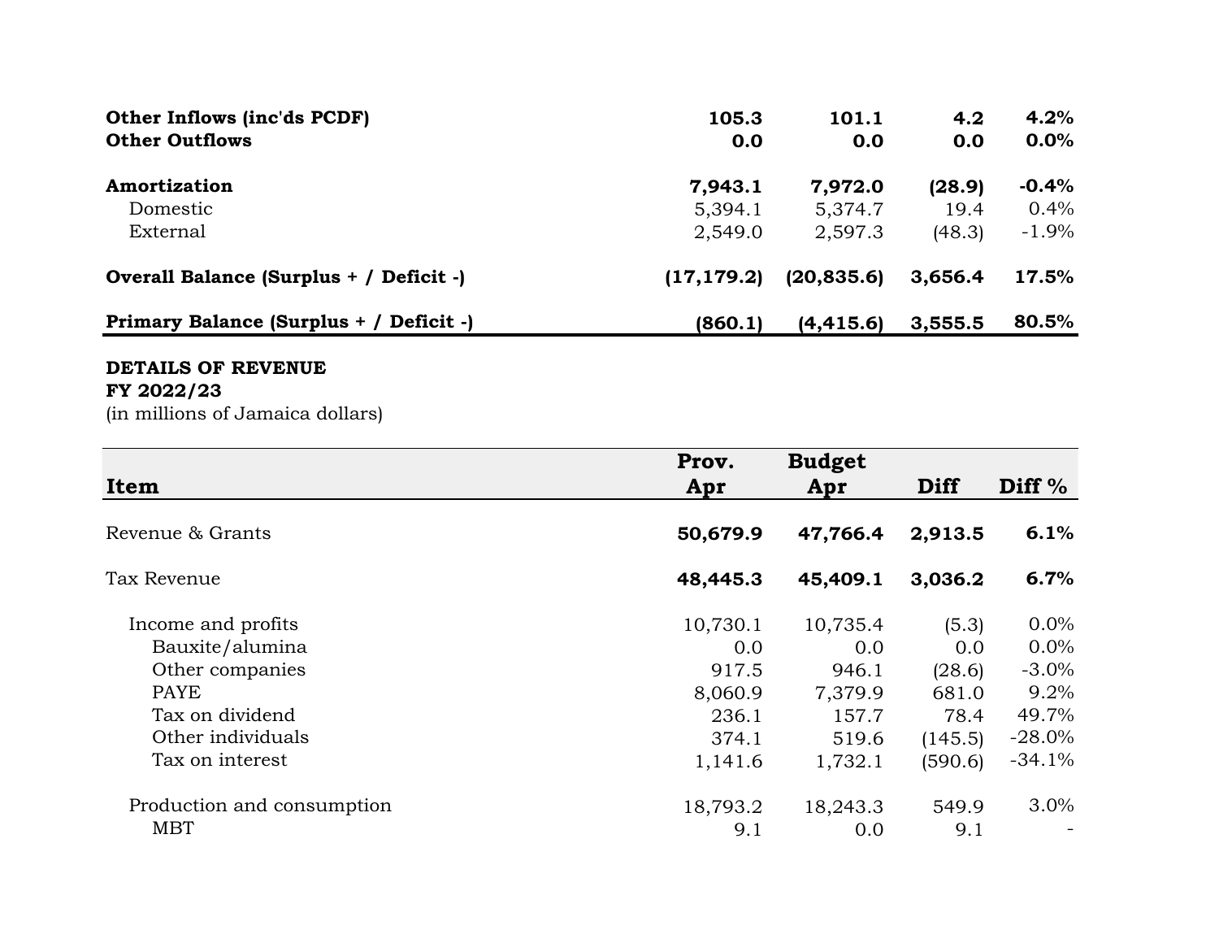| | | | | |
|---|---|---|---|---|
| **Other Inflows (inc'ds PCDF)** | **105.3** | **101.1** | **4.2** | **4.2%** |
| **Other Outflows** | **0.0** | **0.0** | **0.0** | **0.0%** |
| | | | | |
| **Amortization** | **7,943.1** | **7,972.0** | **(28.9)** | **-0.4%** |
| Domestic | 5,394.1 | 5,374.7 | 19.4 | 0.4% |
| External | 2,549.0 | 2,597.3 | (48.3) | -1.9% |
| | | | | |
| **Overall Balance (Surplus + / Deficit -)** | **(17,179.2)** | **(20,835.6)** | **3,656.4** | **17.5%** |
| | | | | |
| **Primary Balance (Surplus + / Deficit -)** | **(860.1)** | **(4,415.6)** | **3,555.5** | **80.5%** |

**DETAILS OF REVENUE**
**FY 2022/23**
(in millions of Jamaica dollars)

| Item | Prov. Apr | Budget Apr | Diff | Diff % |
|---|---|---|---|---|
| Revenue & Grants | **50,679.9** | **47,766.4** | **2,913.5** | **6.1%** |
| | | | | |
| Tax Revenue | **48,445.3** | **45,409.1** | **3,036.2** | **6.7%** |
| | | | | |
| Income and profits | 10,730.1 | 10,735.4 | (5.3) | 0.0% |
| Bauxite/alumina | 0.0 | 0.0 | 0.0 | 0.0% |
| Other companies | 917.5 | 946.1 | (28.6) | -3.0% |
| PAYE | 8,060.9 | 7,379.9 | 681.0 | 9.2% |
| Tax on dividend | 236.1 | 157.7 | 78.4 | 49.7% |
| Other individuals | 374.1 | 519.6 | (145.5) | -28.0% |
| Tax on interest | 1,141.6 | 1,732.1 | (590.6) | -34.1% |
| | | | | |
| Production and consumption | 18,793.2 | 18,243.3 | 549.9 | 3.0% |
| MBT | 9.1 | 0.0 | 9.1 | - |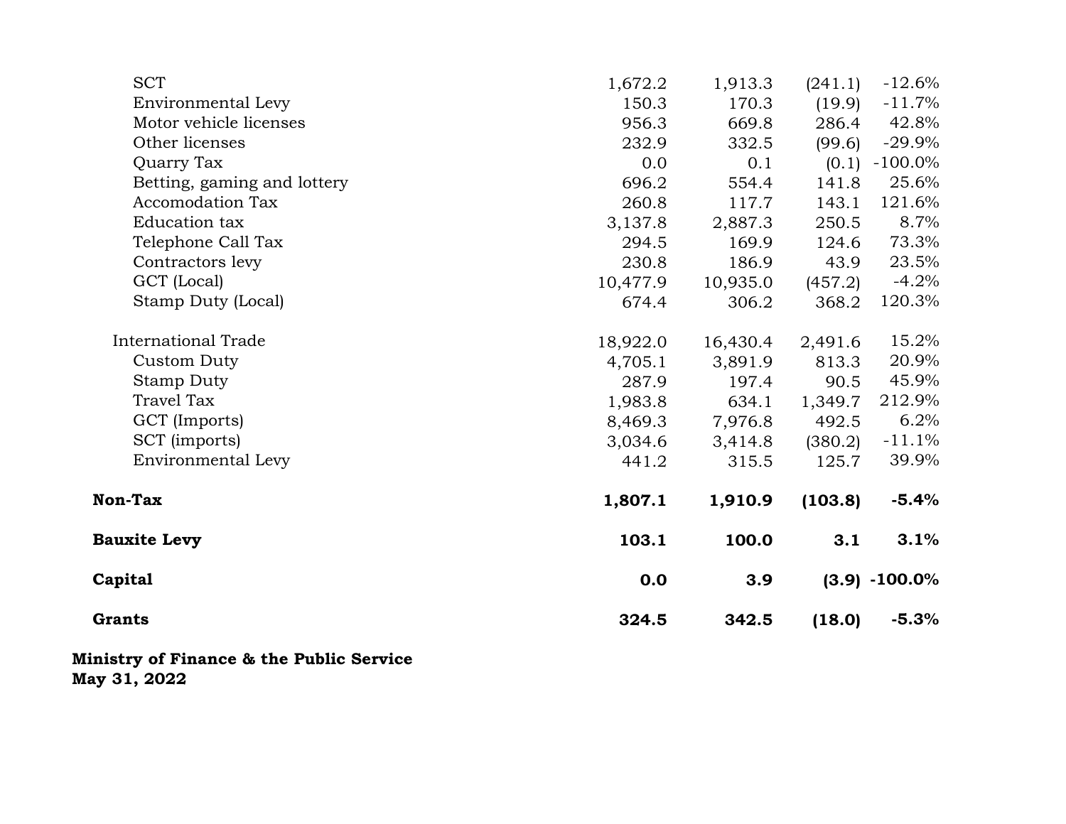| | | | | |
|---|---|---|---|---|
| SCT | 1,672.2 | 1,913.3 | (241.1) | -12.6% |
| Environmental Levy | 150.3 | 170.3 | (19.9) | -11.7% |
| Motor vehicle licenses | 956.3 | 669.8 | 286.4 | 42.8% |
| Other licenses | 232.9 | 332.5 | (99.6) | -29.9% |
| Quarry Tax | 0.0 | 0.1 | (0.1) | -100.0% |
| Betting, gaming and lottery | 696.2 | 554.4 | 141.8 | 25.6% |
| Accomodation Tax | 260.8 | 117.7 | 143.1 | 121.6% |
| Education tax | 3,137.8 | 2,887.3 | 250.5 | 8.7% |
| Telephone Call Tax | 294.5 | 169.9 | 124.6 | 73.3% |
| Contractors levy | 230.8 | 186.9 | 43.9 | 23.5% |
| GCT (Local) | 10,477.9 | 10,935.0 | (457.2) | -4.2% |
| Stamp Duty (Local) | 674.4 | 306.2 | 368.2 | 120.3% |
| International Trade | 18,922.0 | 16,430.4 | 2,491.6 | 15.2% |
| Custom Duty | 4,705.1 | 3,891.9 | 813.3 | 20.9% |
| Stamp Duty | 287.9 | 197.4 | 90.5 | 45.9% |
| Travel Tax | 1,983.8 | 634.1 | 1,349.7 | 212.9% |
| GCT (Imports) | 8,469.3 | 7,976.8 | 492.5 | 6.2% |
| SCT (imports) | 3,034.6 | 3,414.8 | (380.2) | -11.1% |
| Environmental Levy | 441.2 | 315.5 | 125.7 | 39.9% |
| **Non-Tax** | **1,807.1** | **1,910.9** | **(103.8)** | **-5.4%** |
| **Bauxite Levy** | **103.1** | **100.0** | **3.1** | **3.1%** |
| **Capital** | **0.0** | **3.9** | **(3.9)** | **-100.0%** |
| **Grants** | **324.5** | **342.5** | **(18.0)** | **-5.3%** |

**Ministry of Finance & the Public Service**
**May 31, 2022**